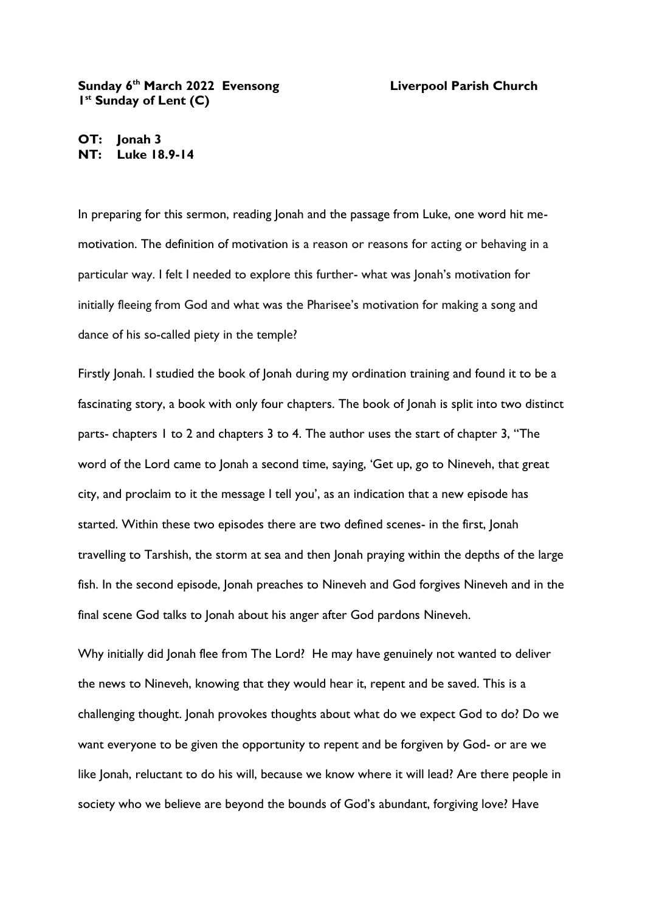**Sunday 6th March 2022 Evensong** **Liverpool Parish Church**

**1st Sunday of Lent (C)**

**OT: Jonah 3**
**NT: Luke 18.9-14**

In preparing for this sermon, reading Jonah and the passage from Luke, one word hit me- motivation. The definition of motivation is a reason or reasons for acting or behaving in a particular way. I felt I needed to explore this further- what was Jonah's motivation for initially fleeing from God and what was the Pharisee's motivation for making a song and dance of his so-called piety in the temple?

Firstly Jonah. I studied the book of Jonah during my ordination training and found it to be a fascinating story, a book with only four chapters. The book of Jonah is split into two distinct parts- chapters 1 to 2 and chapters 3 to 4. The author uses the start of chapter 3, "The word of the Lord came to Jonah a second time, saying, 'Get up, go to Nineveh, that great city, and proclaim to it the message I tell you', as an indication that a new episode has started. Within these two episodes there are two defined scenes- in the first, Jonah travelling to Tarshish, the storm at sea and then Jonah praying within the depths of the large fish. In the second episode, Jonah preaches to Nineveh and God forgives Nineveh and in the final scene God talks to Jonah about his anger after God pardons Nineveh.

Why initially did Jonah flee from The Lord? He may have genuinely not wanted to deliver the news to Nineveh, knowing that they would hear it, repent and be saved. This is a challenging thought. Jonah provokes thoughts about what do we expect God to do? Do we want everyone to be given the opportunity to repent and be forgiven by God- or are we like Jonah, reluctant to do his will, because we know where it will lead? Are there people in society who we believe are beyond the bounds of God's abundant, forgiving love? Have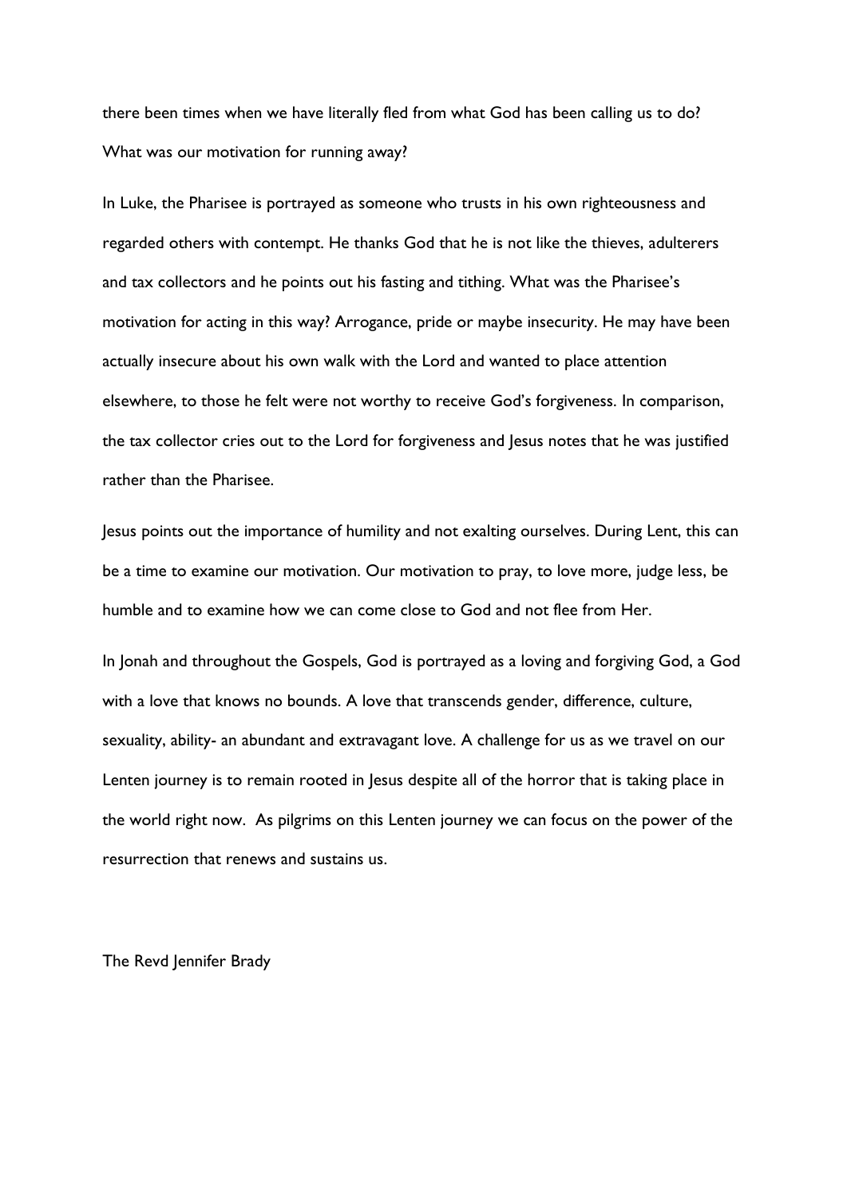there been times when we have literally fled from what God has been calling us to do? What was our motivation for running away?

In Luke, the Pharisee is portrayed as someone who trusts in his own righteousness and regarded others with contempt. He thanks God that he is not like the thieves, adulterers and tax collectors and he points out his fasting and tithing. What was the Pharisee's motivation for acting in this way? Arrogance, pride or maybe insecurity. He may have been actually insecure about his own walk with the Lord and wanted to place attention elsewhere, to those he felt were not worthy to receive God's forgiveness. In comparison, the tax collector cries out to the Lord for forgiveness and Jesus notes that he was justified rather than the Pharisee.

Jesus points out the importance of humility and not exalting ourselves. During Lent, this can be a time to examine our motivation. Our motivation to pray, to love more, judge less, be humble and to examine how we can come close to God and not flee from Her.

In Jonah and throughout the Gospels, God is portrayed as a loving and forgiving God, a God with a love that knows no bounds. A love that transcends gender, difference, culture, sexuality, ability- an abundant and extravagant love. A challenge for us as we travel on our Lenten journey is to remain rooted in Jesus despite all of the horror that is taking place in the world right now. As pilgrims on this Lenten journey we can focus on the power of the resurrection that renews and sustains us.

The Revd Jennifer Brady